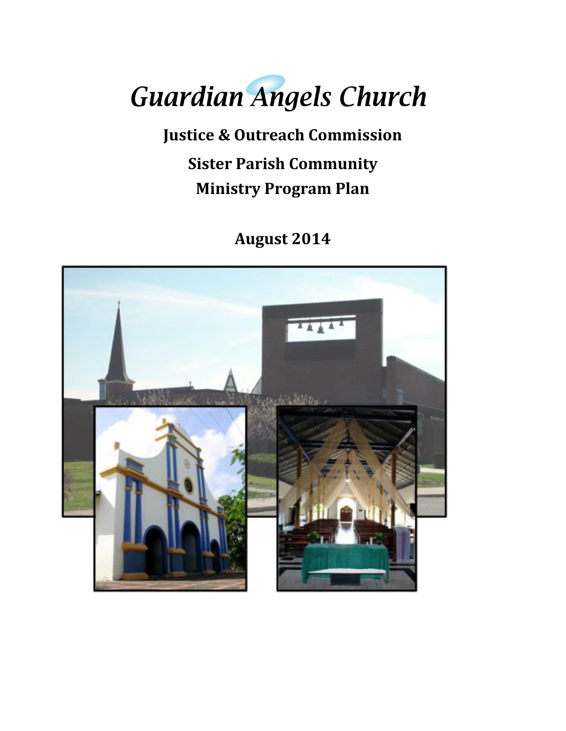# Guardian Angels Church

## Justice & Outreach Commission

## Sister Parish Community

## Ministry Program Plan

**August 2014**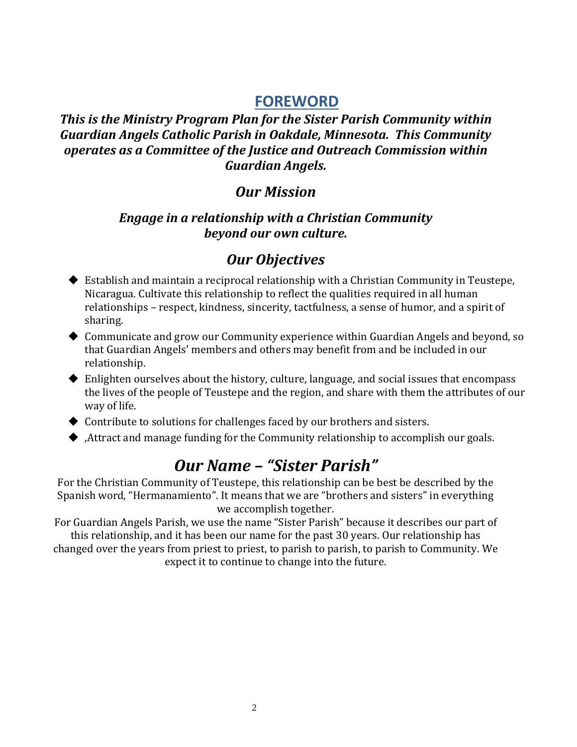## FOREWORD

***This is the Ministry Program Plan for the Sister Parish Community within Guardian Angels Catholic Parish in Oakdale, Minnesota. This Community operates as a Committee of the Justice and Outreach Commission within Guardian Angels.***

### *Our Mission*

***Engage in a relationship with a Christian Community beyond our own culture.***

### *Our Objectives*

- Establish and maintain a reciprocal relationship with a Christian Community in Teustepe, Nicaragua. Cultivate this relationship to reflect the qualities required in all human relationships – respect, kindness, sincerity, tactfulness, a sense of humor, and a spirit of sharing.
- Communicate and grow our Community experience within Guardian Angels and beyond, so that Guardian Angels' members and others may benefit from and be included in our relationship.
- Enlighten ourselves about the history, culture, language, and social issues that encompass the lives of the people of Teustepe and the region, and share with them the attributes of our way of life.
- Contribute to solutions for challenges faced by our brothers and sisters.
- ,Attract and manage funding for the Community relationship to accomplish our goals.

## *Our Name – "Sister Parish"*

For the Christian Community of Teustepe, this relationship can be best be described by the Spanish word, "Hermanamiento". It means that we are "brothers and sisters" in everything we accomplish together.

For Guardian Angels Parish, we use the name "Sister Parish" because it describes our part of this relationship, and it has been our name for the past 30 years. Our relationship has changed over the years from priest to priest, to parish to parish, to parish to Community. We expect it to continue to change into the future.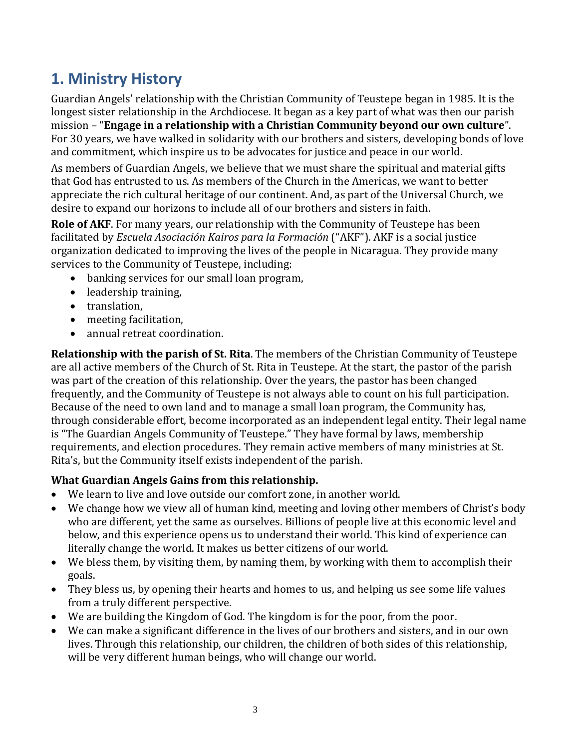## 1. Ministry History

Guardian Angels' relationship with the Christian Community of Teustepe began in 1985. It is the longest sister relationship in the Archdiocese. It began as a key part of what was then our parish mission – "**Engage in a relationship with a Christian Community beyond our own culture**". For 30 years, we have walked in solidarity with our brothers and sisters, developing bonds of love and commitment, which inspire us to be advocates for justice and peace in our world.

As members of Guardian Angels, we believe that we must share the spiritual and material gifts that God has entrusted to us. As members of the Church in the Americas, we want to better appreciate the rich cultural heritage of our continent. And, as part of the Universal Church, we desire to expand our horizons to include all of our brothers and sisters in faith.

**Role of AKF**. For many years, our relationship with the Community of Teustepe has been facilitated by *Escuela Asociación Kairos para la Formación* ("AKF"). AKF is a social justice organization dedicated to improving the lives of the people in Nicaragua. They provide many services to the Community of Teustepe, including:

- banking services for our small loan program,
- leadership training,
- translation,
- meeting facilitation,
- annual retreat coordination.

**Relationship with the parish of St. Rita**. The members of the Christian Community of Teustepe are all active members of the Church of St. Rita in Teustepe. At the start, the pastor of the parish was part of the creation of this relationship. Over the years, the pastor has been changed frequently, and the Community of Teustepe is not always able to count on his full participation. Because of the need to own land and to manage a small loan program, the Community has, through considerable effort, become incorporated as an independent legal entity. Their legal name is "The Guardian Angels Community of Teustepe." They have formal by laws, membership requirements, and election procedures. They remain active members of many ministries at St. Rita's, but the Community itself exists independent of the parish.

### What Guardian Angels Gains from this relationship.

- We learn to live and love outside our comfort zone, in another world.
- We change how we view all of human kind, meeting and loving other members of Christ's body who are different, yet the same as ourselves. Billions of people live at this economic level and below, and this experience opens us to understand their world. This kind of experience can literally change the world. It makes us better citizens of our world.
- We bless them, by visiting them, by naming them, by working with them to accomplish their goals.
- They bless us, by opening their hearts and homes to us, and helping us see some life values from a truly different perspective.
- We are building the Kingdom of God. The kingdom is for the poor, from the poor.
- We can make a significant difference in the lives of our brothers and sisters, and in our own lives. Through this relationship, our children, the children of both sides of this relationship, will be very different human beings, who will change our world.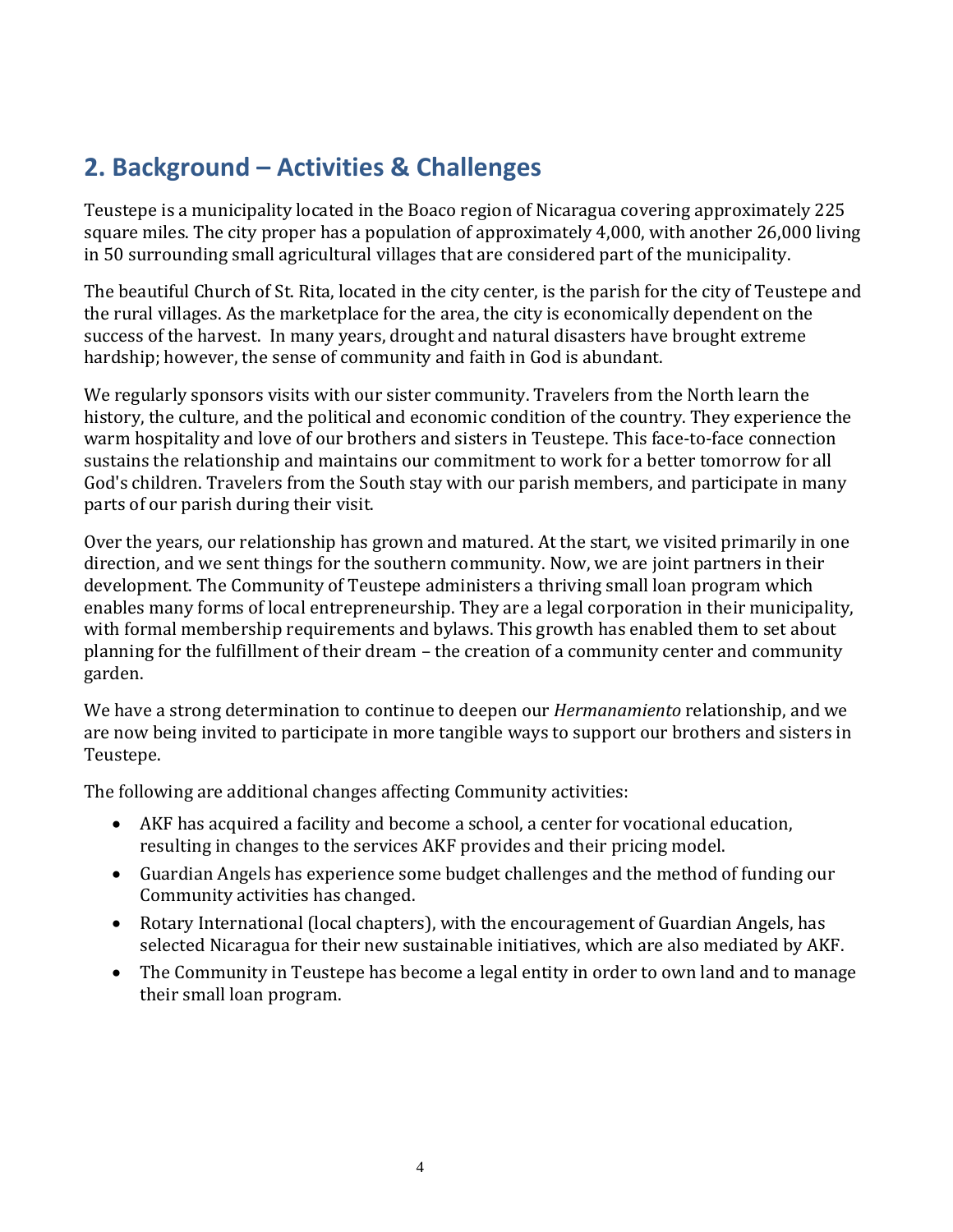## 2. Background – Activities & Challenges

Teustepe is a municipality located in the Boaco region of Nicaragua covering approximately 225 square miles. The city proper has a population of approximately 4,000, with another 26,000 living in 50 surrounding small agricultural villages that are considered part of the municipality.

The beautiful Church of St. Rita, located in the city center, is the parish for the city of Teustepe and the rural villages. As the marketplace for the area, the city is economically dependent on the success of the harvest. In many years, drought and natural disasters have brought extreme hardship; however, the sense of community and faith in God is abundant.

We regularly sponsors visits with our sister community. Travelers from the North learn the history, the culture, and the political and economic condition of the country. They experience the warm hospitality and love of our brothers and sisters in Teustepe. This face-to-face connection sustains the relationship and maintains our commitment to work for a better tomorrow for all God's children. Travelers from the South stay with our parish members, and participate in many parts of our parish during their visit.

Over the years, our relationship has grown and matured. At the start, we visited primarily in one direction, and we sent things for the southern community. Now, we are joint partners in their development. The Community of Teustepe administers a thriving small loan program which enables many forms of local entrepreneurship. They are a legal corporation in their municipality, with formal membership requirements and bylaws. This growth has enabled them to set about planning for the fulfillment of their dream – the creation of a community center and community garden.

We have a strong determination to continue to deepen our *Hermanamiento* relationship, and we are now being invited to participate in more tangible ways to support our brothers and sisters in Teustepe.

The following are additional changes affecting Community activities:

- AKF has acquired a facility and become a school, a center for vocational education, resulting in changes to the services AKF provides and their pricing model.
- Guardian Angels has experience some budget challenges and the method of funding our Community activities has changed.
- Rotary International (local chapters), with the encouragement of Guardian Angels, has selected Nicaragua for their new sustainable initiatives, which are also mediated by AKF.
- The Community in Teustepe has become a legal entity in order to own land and to manage their small loan program.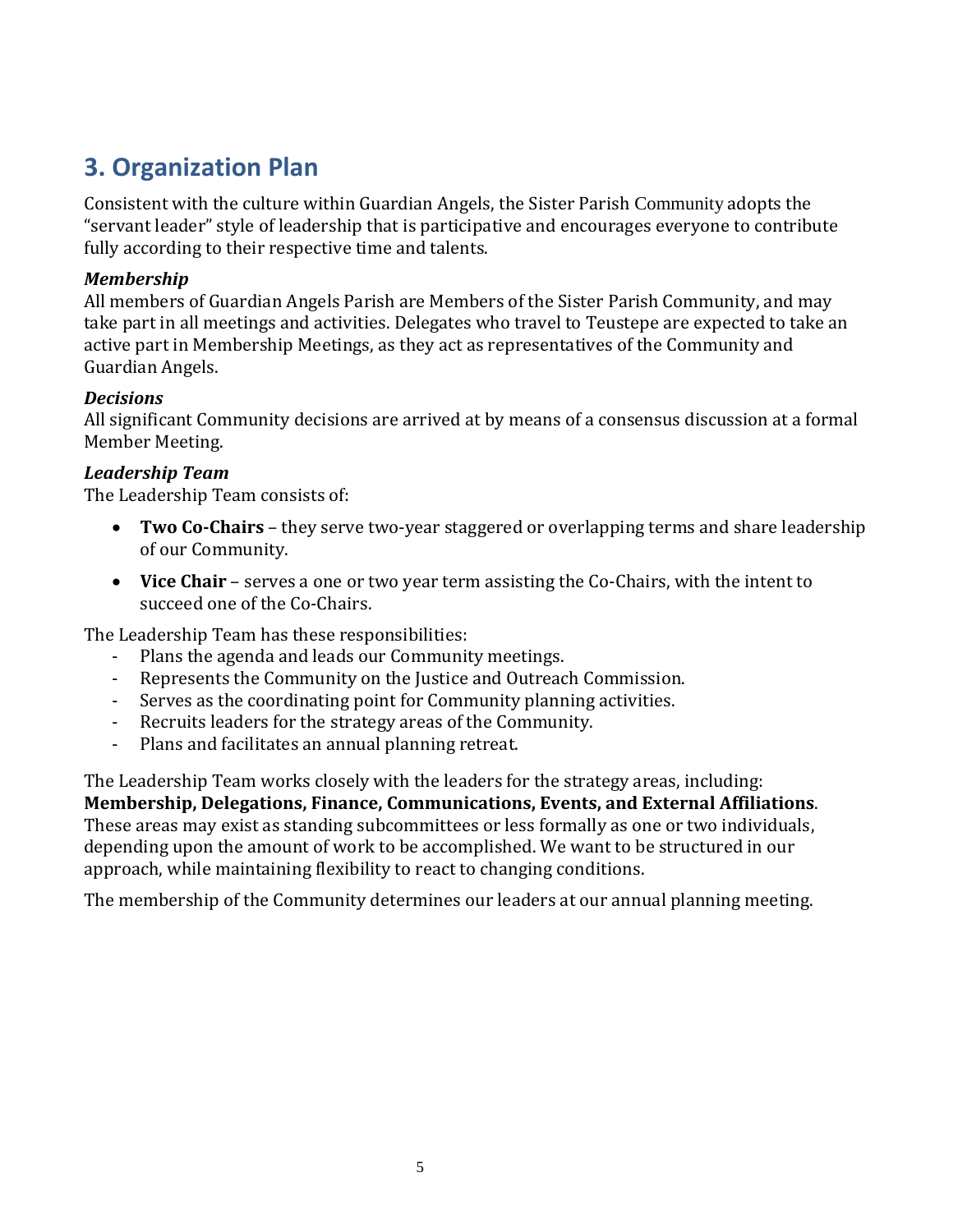## 3. Organization Plan

Consistent with the culture within Guardian Angels, the Sister Parish Community adopts the "servant leader" style of leadership that is participative and encourages everyone to contribute fully according to their respective time and talents.

### *Membership*

All members of Guardian Angels Parish are Members of the Sister Parish Community, and may take part in all meetings and activities. Delegates who travel to Teustepe are expected to take an active part in Membership Meetings, as they act as representatives of the Community and Guardian Angels.

### *Decisions*

All significant Community decisions are arrived at by means of a consensus discussion at a formal Member Meeting.

### *Leadership Team*

The Leadership Team consists of:

- **Two Co-Chairs** – they serve two-year staggered or overlapping terms and share leadership of our Community.
- **Vice Chair** – serves a one or two year term assisting the Co-Chairs, with the intent to succeed one of the Co-Chairs.

The Leadership Team has these responsibilities:

- Plans the agenda and leads our Community meetings.
- Represents the Community on the Justice and Outreach Commission.
- Serves as the coordinating point for Community planning activities.
- Recruits leaders for the strategy areas of the Community.
- Plans and facilitates an annual planning retreat.

The Leadership Team works closely with the leaders for the strategy areas, including: **Membership, Delegations, Finance, Communications, Events, and External Affiliations**. These areas may exist as standing subcommittees or less formally as one or two individuals, depending upon the amount of work to be accomplished. We want to be structured in our approach, while maintaining flexibility to react to changing conditions.

The membership of the Community determines our leaders at our annual planning meeting.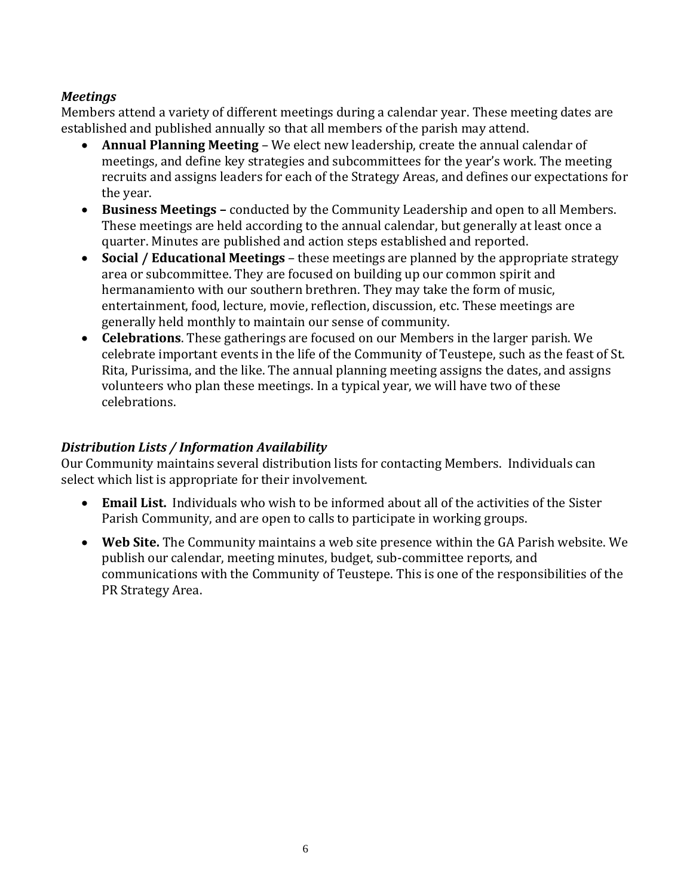### *Meetings*

Members attend a variety of different meetings during a calendar year. These meeting dates are established and published annually so that all members of the parish may attend.

- **Annual Planning Meeting** – We elect new leadership, create the annual calendar of meetings, and define key strategies and subcommittees for the year's work. The meeting recruits and assigns leaders for each of the Strategy Areas, and defines our expectations for the year.
- **Business Meetings –** conducted by the Community Leadership and open to all Members. These meetings are held according to the annual calendar, but generally at least once a quarter. Minutes are published and action steps established and reported.
- **Social / Educational Meetings** – these meetings are planned by the appropriate strategy area or subcommittee. They are focused on building up our common spirit and hermanamiento with our southern brethren. They may take the form of music, entertainment, food, lecture, movie, reflection, discussion, etc. These meetings are generally held monthly to maintain our sense of community.
- **Celebrations**. These gatherings are focused on our Members in the larger parish. We celebrate important events in the life of the Community of Teustepe, such as the feast of St. Rita, Purissima, and the like. The annual planning meeting assigns the dates, and assigns volunteers who plan these meetings. In a typical year, we will have two of these celebrations.

### *Distribution Lists / Information Availability*

Our Community maintains several distribution lists for contacting Members. Individuals can select which list is appropriate for their involvement.

- **Email List.** Individuals who wish to be informed about all of the activities of the Sister Parish Community, and are open to calls to participate in working groups.
- **Web Site.** The Community maintains a web site presence within the GA Parish website. We publish our calendar, meeting minutes, budget, sub-committee reports, and communications with the Community of Teustepe. This is one of the responsibilities of the PR Strategy Area.